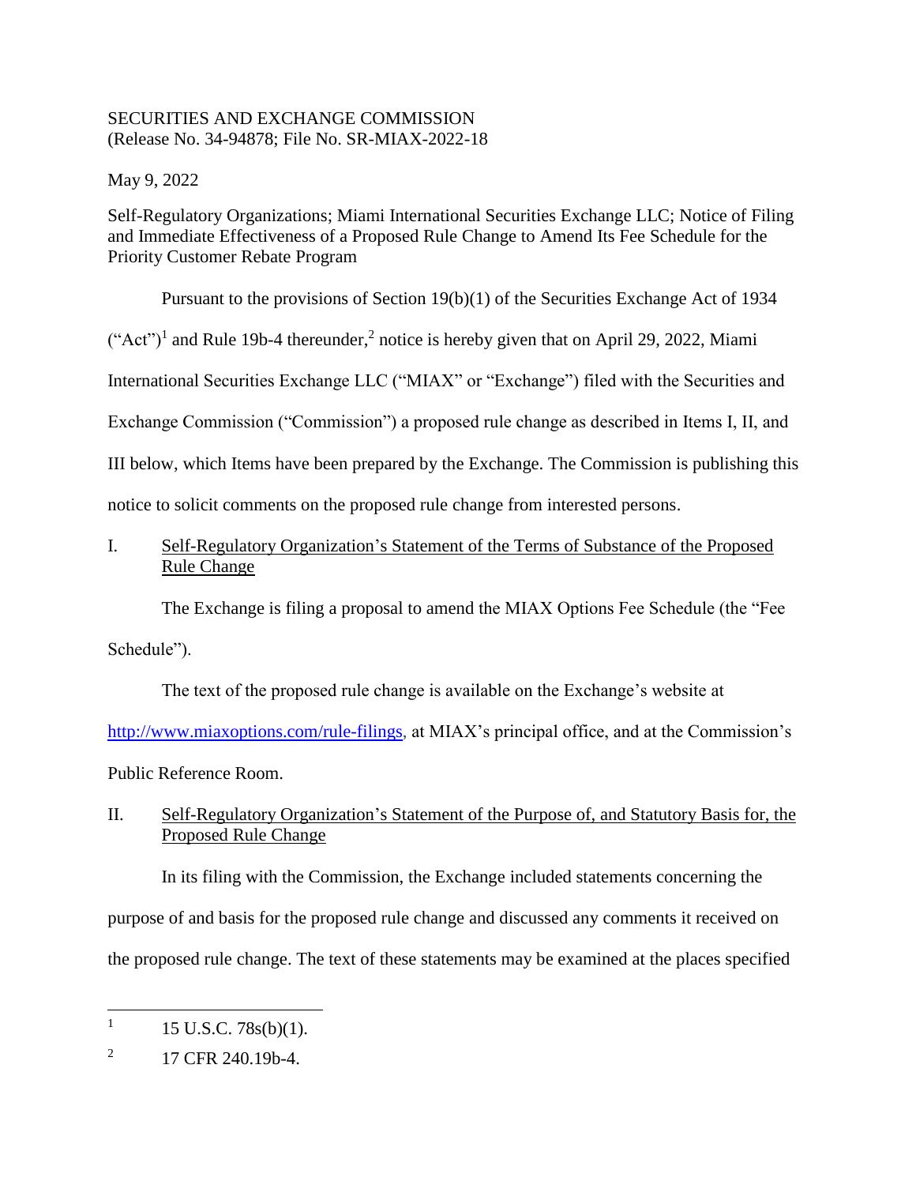SECURITIES AND EXCHANGE COMMISSION
(Release No. 34-94878; File No. SR-MIAX-2022-18

May 9, 2022

Self-Regulatory Organizations; Miami International Securities Exchange LLC; Notice of Filing and Immediate Effectiveness of a Proposed Rule Change to Amend Its Fee Schedule for the Priority Customer Rebate Program

Pursuant to the provisions of Section 19(b)(1) of the Securities Exchange Act of 1934 ("Act")[1] and Rule 19b-4 thereunder,[2] notice is hereby given that on April 29, 2022, Miami International Securities Exchange LLC ("MIAX" or "Exchange") filed with the Securities and Exchange Commission ("Commission") a proposed rule change as described in Items I, II, and III below, which Items have been prepared by the Exchange. The Commission is publishing this notice to solicit comments on the proposed rule change from interested persons.

I. Self-Regulatory Organization's Statement of the Terms of Substance of the Proposed Rule Change

The Exchange is filing a proposal to amend the MIAX Options Fee Schedule (the "Fee Schedule").

The text of the proposed rule change is available on the Exchange's website at http://www.miaxoptions.com/rule-filings, at MIAX's principal office, and at the Commission's Public Reference Room.

II. Self-Regulatory Organization's Statement of the Purpose of, and Statutory Basis for, the Proposed Rule Change

In its filing with the Commission, the Exchange included statements concerning the purpose of and basis for the proposed rule change and discussed any comments it received on the proposed rule change. The text of these statements may be examined at the places specified

---

[1] 15 U.S.C. 78s(b)(1).

[2] 17 CFR 240.19b-4.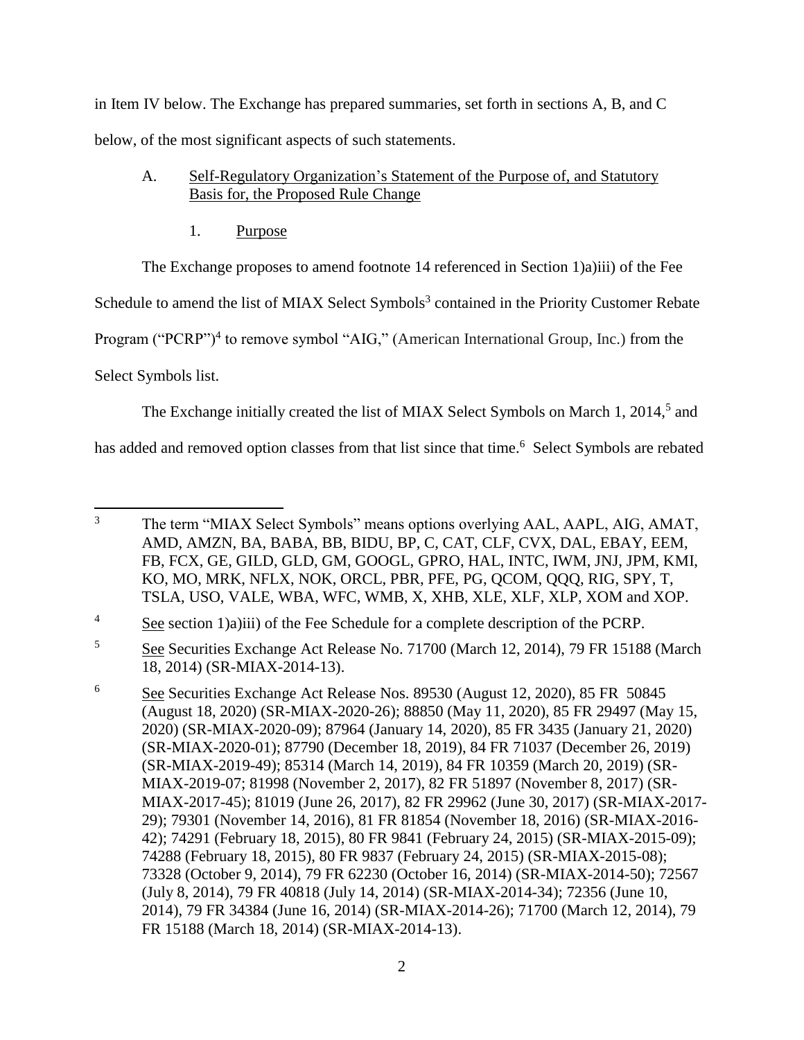in Item IV below. The Exchange has prepared summaries, set forth in sections A, B, and C below, of the most significant aspects of such statements.

A. Self-Regulatory Organization's Statement of the Purpose of, and Statutory Basis for, the Proposed Rule Change

1. Purpose

The Exchange proposes to amend footnote 14 referenced in Section 1)a)iii) of the Fee Schedule to amend the list of MIAX Select Symbols[3] contained in the Priority Customer Rebate Program ("PCRP")[4] to remove symbol "AIG," (American International Group, Inc.) from the Select Symbols list.

The Exchange initially created the list of MIAX Select Symbols on March 1, 2014,[5] and has added and removed option classes from that list since that time.[6] Select Symbols are rebated

---

[3] The term "MIAX Select Symbols" means options overlying AAL, AAPL, AIG, AMAT, AMD, AMZN, BA, BABA, BB, BIDU, BP, C, CAT, CLF, CVX, DAL, EBAY, EEM, FB, FCX, GE, GILD, GLD, GM, GOOGL, GPRO, HAL, INTC, IWM, JNJ, JPM, KMI, KO, MO, MRK, NFLX, NOK, ORCL, PBR, PFE, PG, QCOM, QQQ, RIG, SPY, T, TSLA, USO, VALE, WBA, WFC, WMB, X, XHB, XLE, XLF, XLP, XOM and XOP.

[4] See section 1)a)iii) of the Fee Schedule for a complete description of the PCRP.

[5] See Securities Exchange Act Release No. 71700 (March 12, 2014), 79 FR 15188 (March 18, 2014) (SR-MIAX-2014-13).

[6] See Securities Exchange Act Release Nos. 89530 (August 12, 2020), 85 FR 50845 (August 18, 2020) (SR-MIAX-2020-26); 88850 (May 11, 2020), 85 FR 29497 (May 15, 2020) (SR-MIAX-2020-09); 87964 (January 14, 2020), 85 FR 3435 (January 21, 2020) (SR-MIAX-2020-01); 87790 (December 18, 2019), 84 FR 71037 (December 26, 2019) (SR-MIAX-2019-49); 85314 (March 14, 2019), 84 FR 10359 (March 20, 2019) (SR-MIAX-2019-07; 81998 (November 2, 2017), 82 FR 51897 (November 8, 2017) (SR-MIAX-2017-45); 81019 (June 26, 2017), 82 FR 29962 (June 30, 2017) (SR-MIAX-2017-29); 79301 (November 14, 2016), 81 FR 81854 (November 18, 2016) (SR-MIAX-2016-42); 74291 (February 18, 2015), 80 FR 9841 (February 24, 2015) (SR-MIAX-2015-09); 74288 (February 18, 2015), 80 FR 9837 (February 24, 2015) (SR-MIAX-2015-08); 73328 (October 9, 2014), 79 FR 62230 (October 16, 2014) (SR-MIAX-2014-50); 72567 (July 8, 2014), 79 FR 40818 (July 14, 2014) (SR-MIAX-2014-34); 72356 (June 10, 2014), 79 FR 34384 (June 16, 2014) (SR-MIAX-2014-26); 71700 (March 12, 2014), 79 FR 15188 (March 18, 2014) (SR-MIAX-2014-13).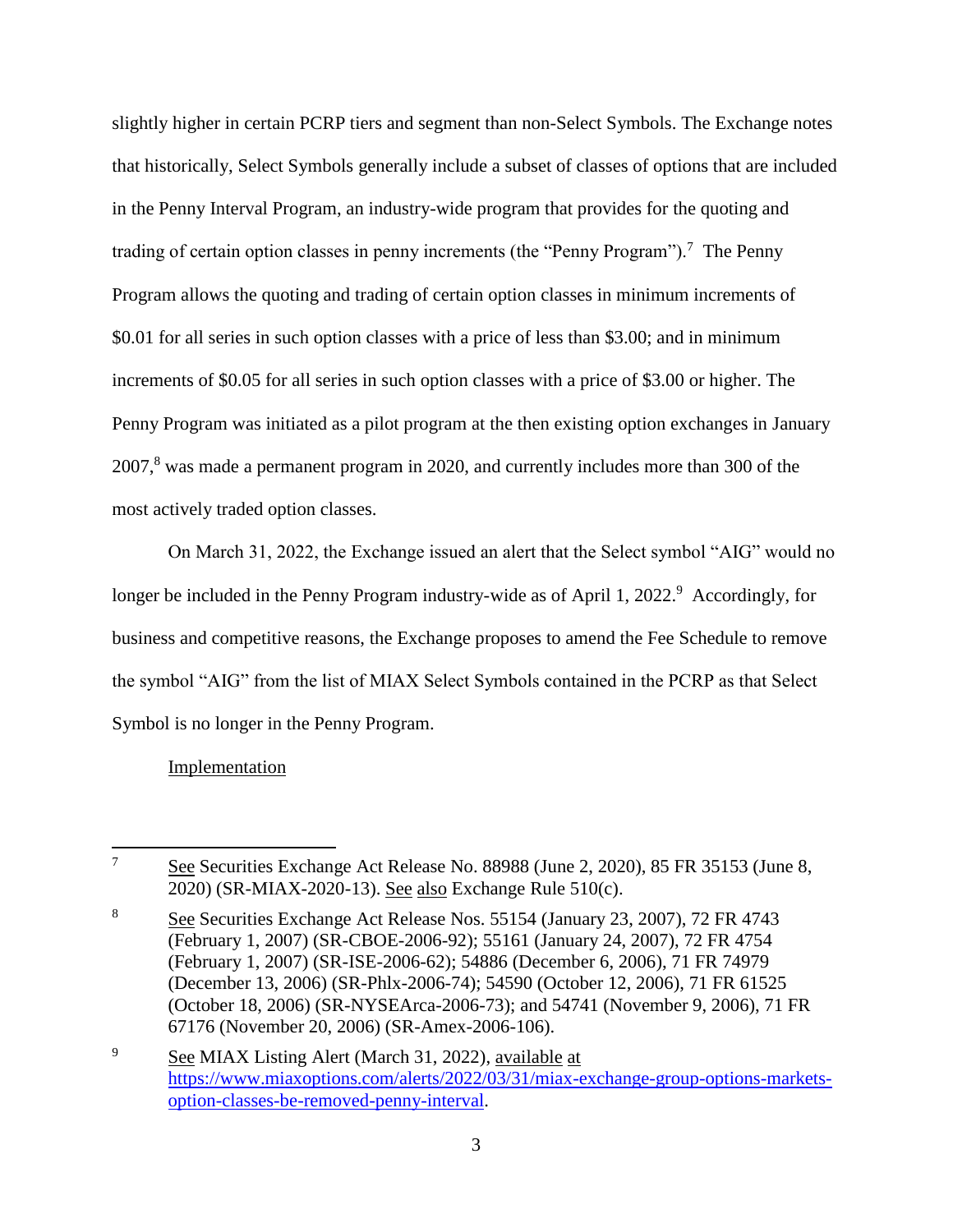slightly higher in certain PCRP tiers and segment than non-Select Symbols. The Exchange notes that historically, Select Symbols generally include a subset of classes of options that are included in the Penny Interval Program, an industry-wide program that provides for the quoting and trading of certain option classes in penny increments (the "Penny Program").[7] The Penny Program allows the quoting and trading of certain option classes in minimum increments of $0.01 for all series in such option classes with a price of less than $3.00; and in minimum increments of $0.05 for all series in such option classes with a price of $3.00 or higher. The Penny Program was initiated as a pilot program at the then existing option exchanges in January 2007,[8] was made a permanent program in 2020, and currently includes more than 300 of the most actively traded option classes.

On March 31, 2022, the Exchange issued an alert that the Select symbol "AIG" would no longer be included in the Penny Program industry-wide as of April 1, 2022.[9] Accordingly, for business and competitive reasons, the Exchange proposes to amend the Fee Schedule to remove the symbol "AIG" from the list of MIAX Select Symbols contained in the PCRP as that Select Symbol is no longer in the Penny Program.

Implementation

---

[7] See Securities Exchange Act Release No. 88988 (June 2, 2020), 85 FR 35153 (June 8, 2020) (SR-MIAX-2020-13). See also Exchange Rule 510(c).

[8] See Securities Exchange Act Release Nos. 55154 (January 23, 2007), 72 FR 4743 (February 1, 2007) (SR-CBOE-2006-92); 55161 (January 24, 2007), 72 FR 4754 (February 1, 2007) (SR-ISE-2006-62); 54886 (December 6, 2006), 71 FR 74979 (December 13, 2006) (SR-Phlx-2006-74); 54590 (October 12, 2006), 71 FR 61525 (October 18, 2006) (SR-NYSEArca-2006-73); and 54741 (November 9, 2006), 71 FR 67176 (November 20, 2006) (SR-Amex-2006-106).

[9] See MIAX Listing Alert (March 31, 2022), available at https://www.miaxoptions.com/alerts/2022/03/31/miax-exchange-group-options-markets-option-classes-be-removed-penny-interval.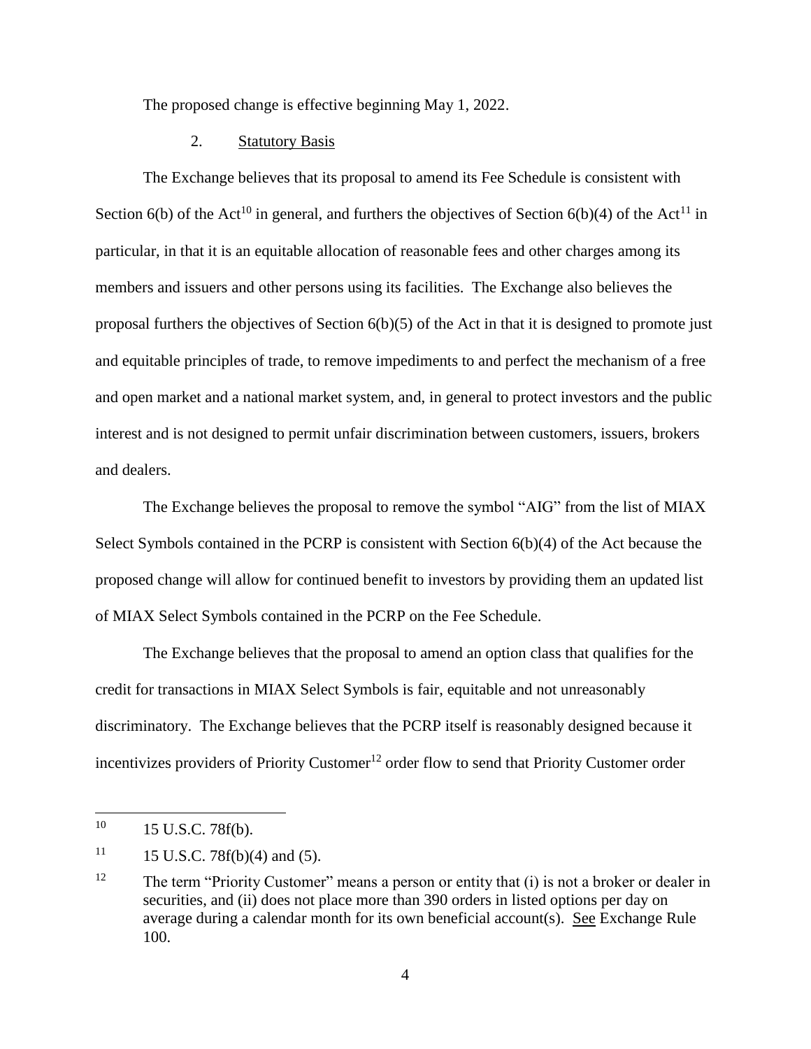The proposed change is effective beginning May 1, 2022.

2. Statutory Basis

The Exchange believes that its proposal to amend its Fee Schedule is consistent with Section 6(b) of the Act[10] in general, and furthers the objectives of Section 6(b)(4) of the Act[11] in particular, in that it is an equitable allocation of reasonable fees and other charges among its members and issuers and other persons using its facilities. The Exchange also believes the proposal furthers the objectives of Section 6(b)(5) of the Act in that it is designed to promote just and equitable principles of trade, to remove impediments to and perfect the mechanism of a free and open market and a national market system, and, in general to protect investors and the public interest and is not designed to permit unfair discrimination between customers, issuers, brokers and dealers.

The Exchange believes the proposal to remove the symbol "AIG" from the list of MIAX Select Symbols contained in the PCRP is consistent with Section 6(b)(4) of the Act because the proposed change will allow for continued benefit to investors by providing them an updated list of MIAX Select Symbols contained in the PCRP on the Fee Schedule.

The Exchange believes that the proposal to amend an option class that qualifies for the credit for transactions in MIAX Select Symbols is fair, equitable and not unreasonably discriminatory. The Exchange believes that the PCRP itself is reasonably designed because it incentivizes providers of Priority Customer[12] order flow to send that Priority Customer order

---

[10] 15 U.S.C. 78f(b).

[11] 15 U.S.C. 78f(b)(4) and (5).

[12] The term "Priority Customer" means a person or entity that (i) is not a broker or dealer in securities, and (ii) does not place more than 390 orders in listed options per day on average during a calendar month for its own beneficial account(s). See Exchange Rule 100.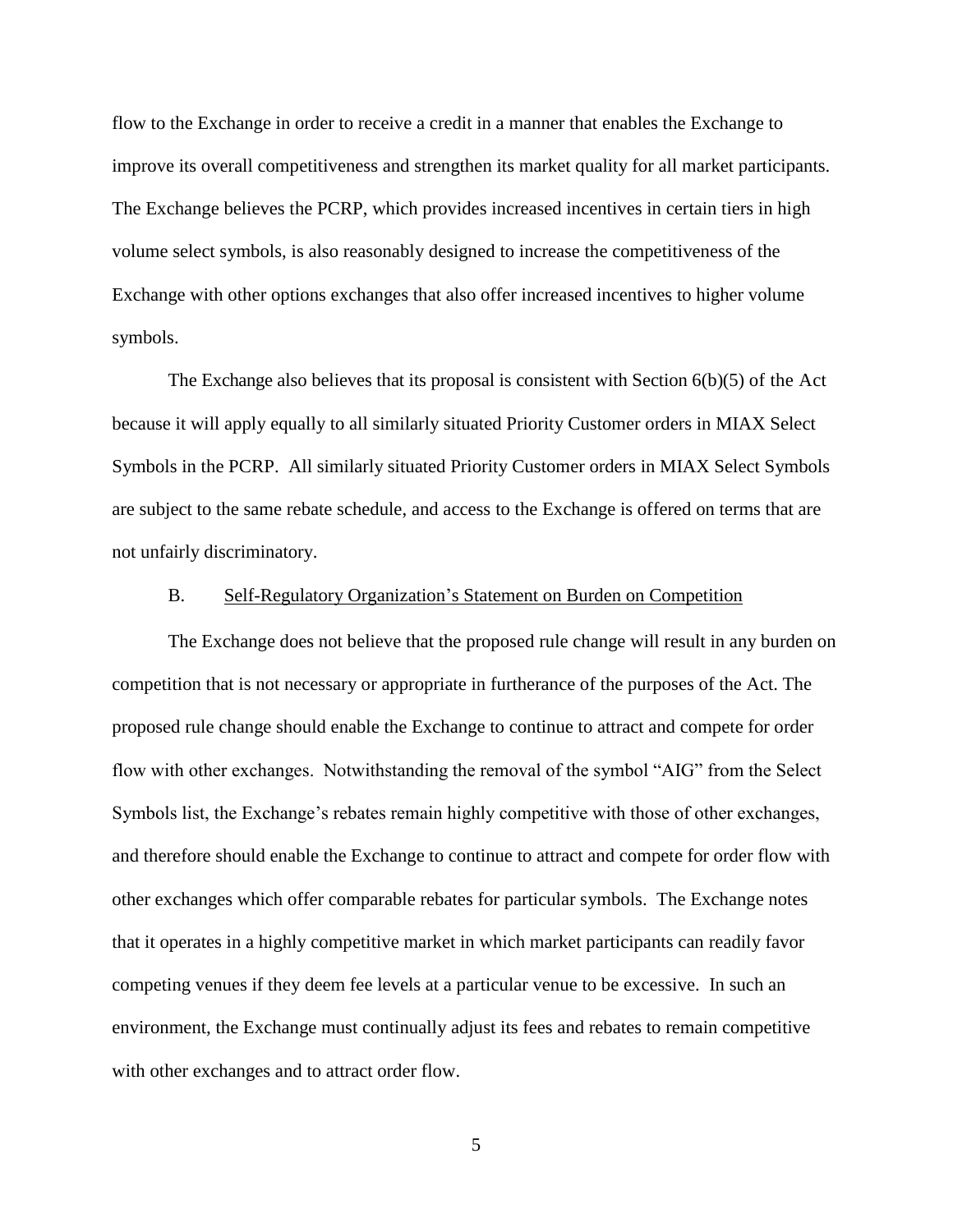flow to the Exchange in order to receive a credit in a manner that enables the Exchange to improve its overall competitiveness and strengthen its market quality for all market participants. The Exchange believes the PCRP, which provides increased incentives in certain tiers in high volume select symbols, is also reasonably designed to increase the competitiveness of the Exchange with other options exchanges that also offer increased incentives to higher volume symbols.

The Exchange also believes that its proposal is consistent with Section 6(b)(5) of the Act because it will apply equally to all similarly situated Priority Customer orders in MIAX Select Symbols in the PCRP. All similarly situated Priority Customer orders in MIAX Select Symbols are subject to the same rebate schedule, and access to the Exchange is offered on terms that are not unfairly discriminatory.

B. Self-Regulatory Organization's Statement on Burden on Competition

The Exchange does not believe that the proposed rule change will result in any burden on competition that is not necessary or appropriate in furtherance of the purposes of the Act. The proposed rule change should enable the Exchange to continue to attract and compete for order flow with other exchanges. Notwithstanding the removal of the symbol "AIG" from the Select Symbols list, the Exchange's rebates remain highly competitive with those of other exchanges, and therefore should enable the Exchange to continue to attract and compete for order flow with other exchanges which offer comparable rebates for particular symbols. The Exchange notes that it operates in a highly competitive market in which market participants can readily favor competing venues if they deem fee levels at a particular venue to be excessive. In such an environment, the Exchange must continually adjust its fees and rebates to remain competitive with other exchanges and to attract order flow.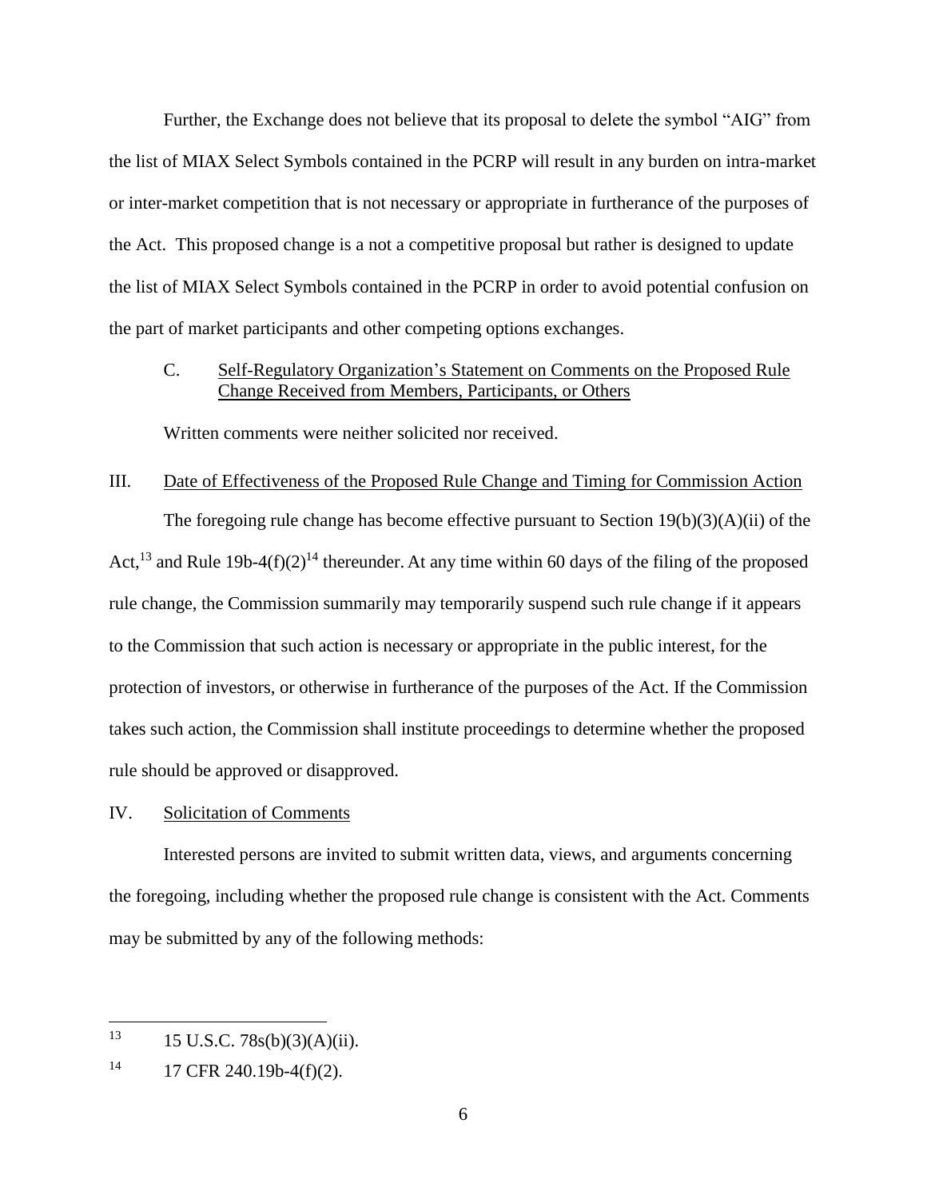Further, the Exchange does not believe that its proposal to delete the symbol "AIG" from the list of MIAX Select Symbols contained in the PCRP will result in any burden on intra-market or inter-market competition that is not necessary or appropriate in furtherance of the purposes of the Act. This proposed change is a not a competitive proposal but rather is designed to update the list of MIAX Select Symbols contained in the PCRP in order to avoid potential confusion on the part of market participants and other competing options exchanges.

C. Self-Regulatory Organization's Statement on Comments on the Proposed Rule Change Received from Members, Participants, or Others

Written comments were neither solicited nor received.

III. Date of Effectiveness of the Proposed Rule Change and Timing for Commission Action

The foregoing rule change has become effective pursuant to Section 19(b)(3)(A)(ii) of the Act,[13] and Rule 19b-4(f)(2)[14] thereunder. At any time within 60 days of the filing of the proposed rule change, the Commission summarily may temporarily suspend such rule change if it appears to the Commission that such action is necessary or appropriate in the public interest, for the protection of investors, or otherwise in furtherance of the purposes of the Act. If the Commission takes such action, the Commission shall institute proceedings to determine whether the proposed rule should be approved or disapproved.

IV. Solicitation of Comments

Interested persons are invited to submit written data, views, and arguments concerning the foregoing, including whether the proposed rule change is consistent with the Act. Comments may be submitted by any of the following methods:

---

[13] 15 U.S.C. 78s(b)(3)(A)(ii).

[14] 17 CFR 240.19b-4(f)(2).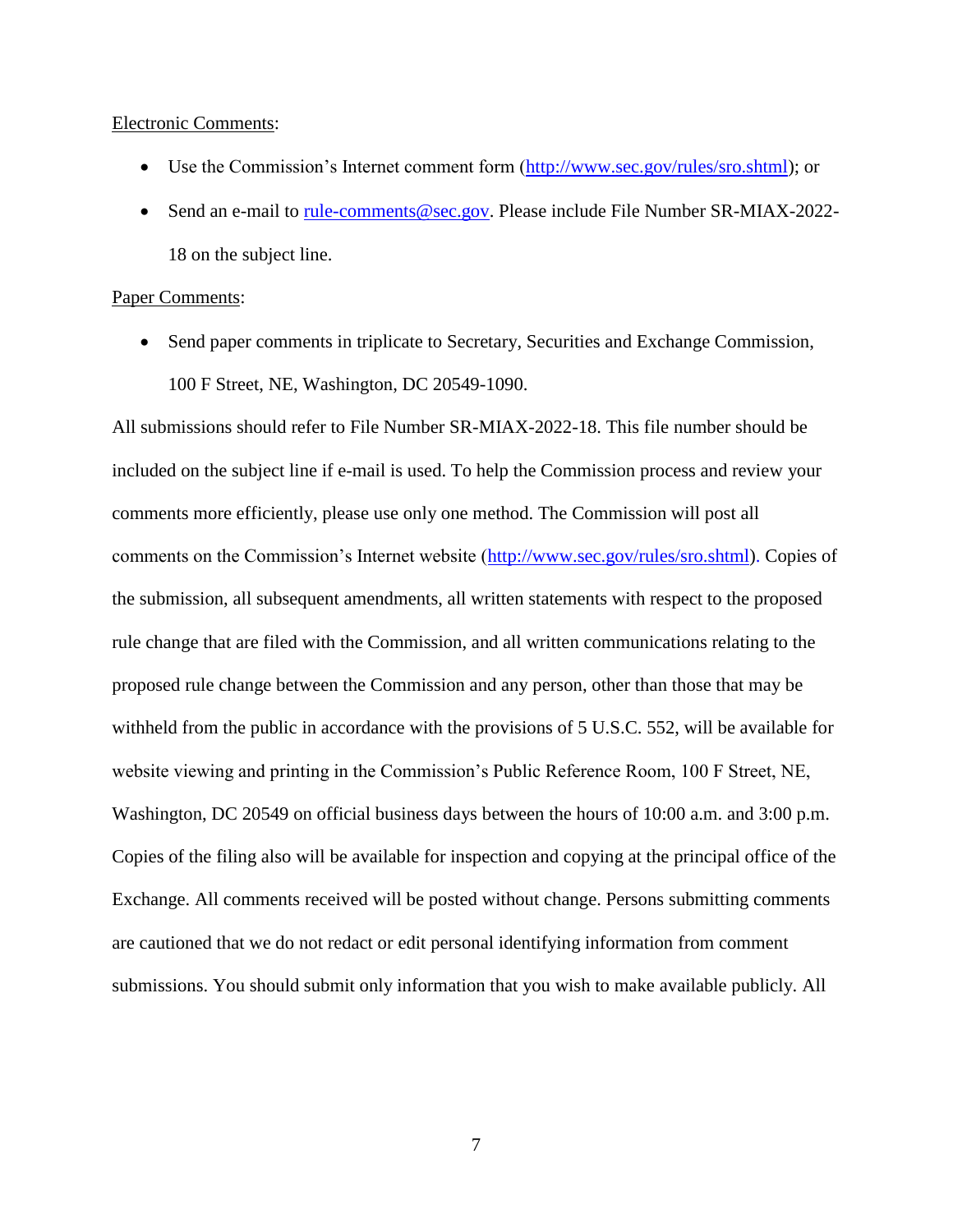Electronic Comments:

- Use the Commission's Internet comment form (http://www.sec.gov/rules/sro.shtml); or
- Send an e-mail to rule-comments@sec.gov. Please include File Number SR-MIAX-2022-18 on the subject line.

Paper Comments:

- Send paper comments in triplicate to Secretary, Securities and Exchange Commission, 100 F Street, NE, Washington, DC 20549-1090.

All submissions should refer to File Number SR-MIAX-2022-18. This file number should be included on the subject line if e-mail is used. To help the Commission process and review your comments more efficiently, please use only one method. The Commission will post all comments on the Commission's Internet website (http://www.sec.gov/rules/sro.shtml). Copies of the submission, all subsequent amendments, all written statements with respect to the proposed rule change that are filed with the Commission, and all written communications relating to the proposed rule change between the Commission and any person, other than those that may be withheld from the public in accordance with the provisions of 5 U.S.C. 552, will be available for website viewing and printing in the Commission's Public Reference Room, 100 F Street, NE, Washington, DC 20549 on official business days between the hours of 10:00 a.m. and 3:00 p.m. Copies of the filing also will be available for inspection and copying at the principal office of the Exchange. All comments received will be posted without change. Persons submitting comments are cautioned that we do not redact or edit personal identifying information from comment submissions. You should submit only information that you wish to make available publicly. All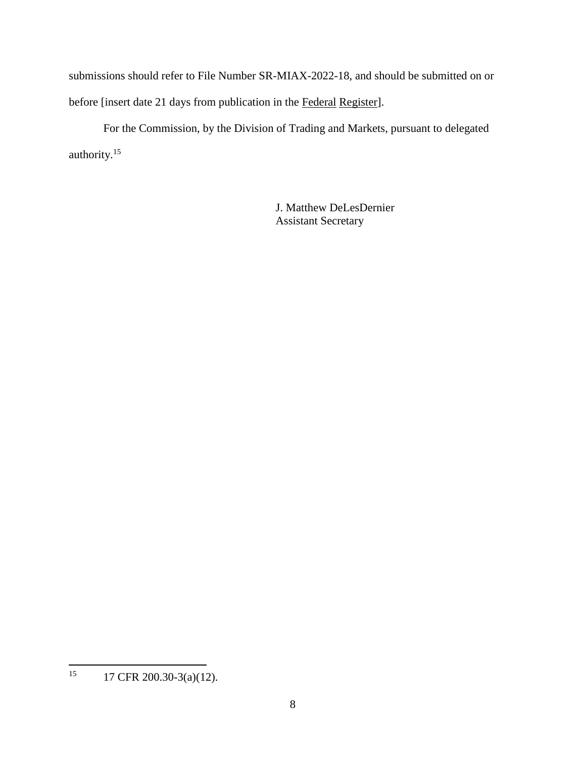submissions should refer to File Number SR-MIAX-2022-18, and should be submitted on or before [insert date 21 days from publication in the Federal Register].

For the Commission, by the Division of Trading and Markets, pursuant to delegated authority.[15]

J. Matthew DeLesDernier
Assistant Secretary

---

[15] 17 CFR 200.30-3(a)(12).